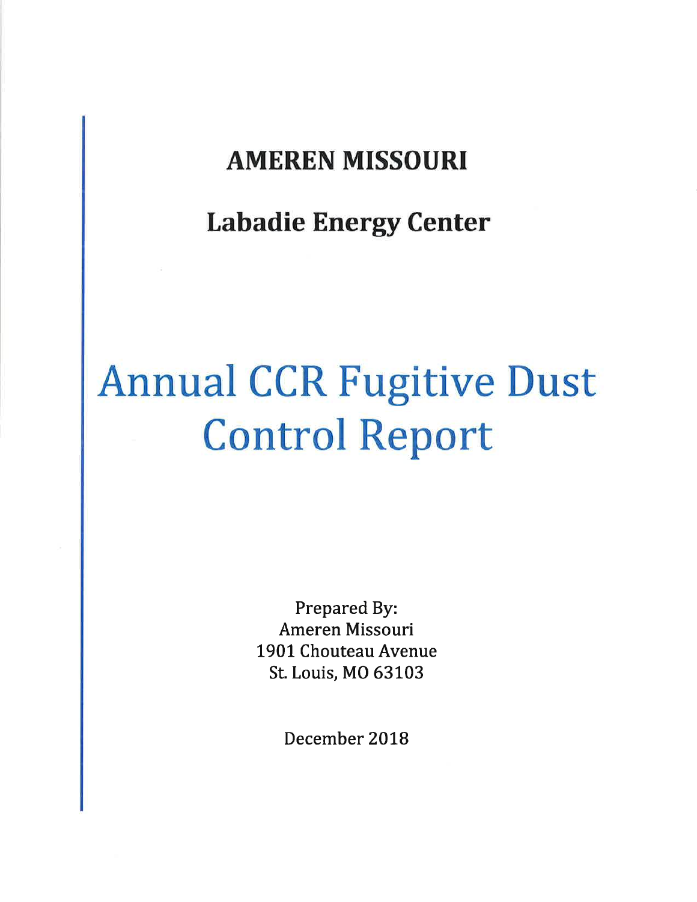# AMEREN MISSOURI

## Labadie Energy Center

# Annual CCR Fugitive Dust Control Report

Prepared By:
Ameren Missouri
1901 Chouteau Avenue
St. Louis, MO 63103

December 2018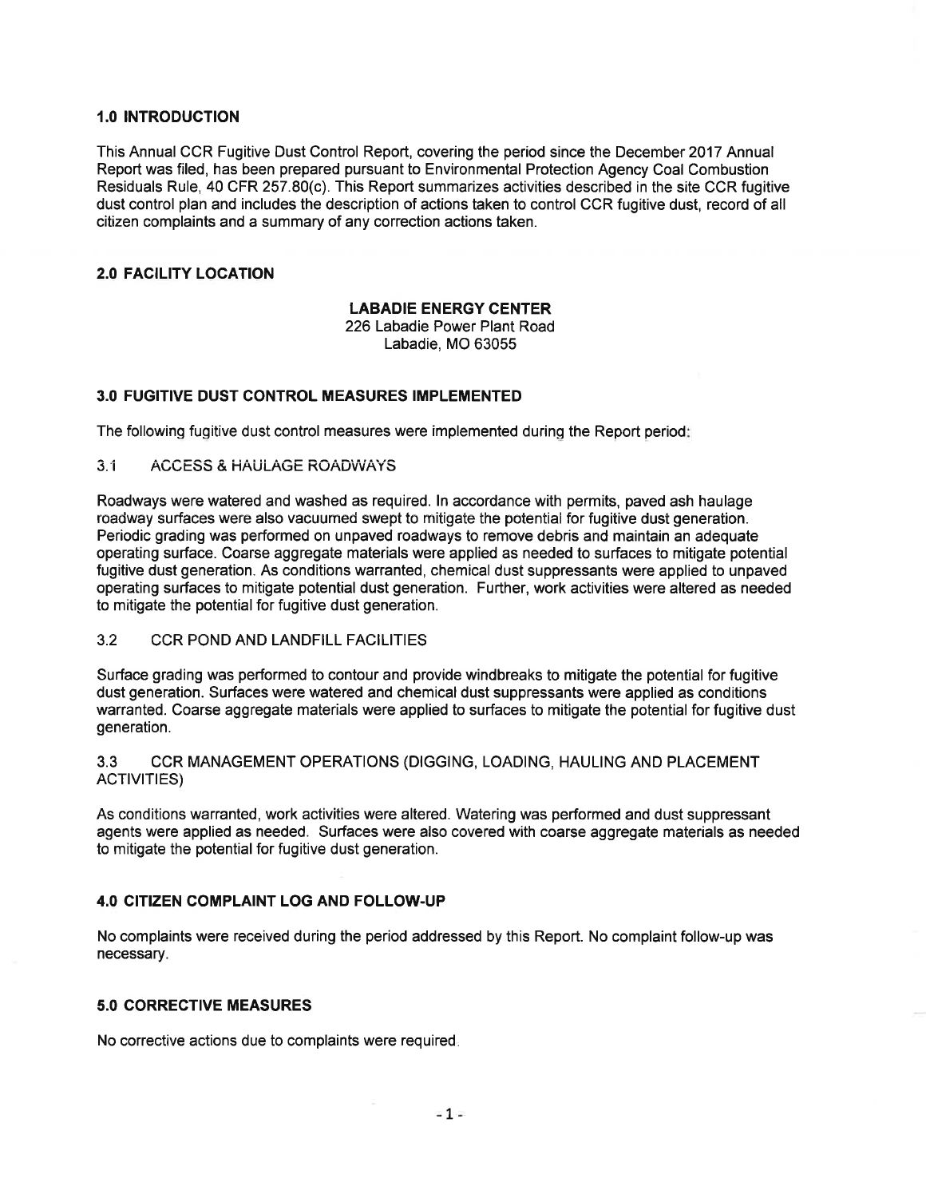## 1.0 INTRODUCTION

This Annual CCR Fugitive Dust Control Report, covering the period since the December 2017 Annual Report was filed, has been prepared pursuant to Environmental Protection Agency Coal Combustion Residuals Rule, 40 CFR 257.80(c). This Report summarizes activities described in the site CCR fugitive dust control plan and includes the description of actions taken to control CCR fugitive dust, record of all citizen complaints and a summary of any correction actions taken.

## 2.0 FACILITY LOCATION

**LABADIE ENERGY CENTER**
226 Labadie Power Plant Road
Labadie, MO 63055

## 3.0 FUGITIVE DUST CONTROL MEASURES IMPLEMENTED

The following fugitive dust control measures were implemented during the Report period:

### 3.1 ACCESS & HAULAGE ROADWAYS

Roadways were watered and washed as required. In accordance with permits, paved ash haulage roadway surfaces were also vacuumed swept to mitigate the potential for fugitive dust generation. Periodic grading was performed on unpaved roadways to remove debris and maintain an adequate operating surface. Coarse aggregate materials were applied as needed to surfaces to mitigate potential fugitive dust generation. As conditions warranted, chemical dust suppressants were applied to unpaved operating surfaces to mitigate potential dust generation. Further, work activities were altered as needed to mitigate the potential for fugitive dust generation.

### 3.2 CCR POND AND LANDFILL FACILITIES

Surface grading was performed to contour and provide windbreaks to mitigate the potential for fugitive dust generation. Surfaces were watered and chemical dust suppressants were applied as conditions warranted. Coarse aggregate materials were applied to surfaces to mitigate the potential for fugitive dust generation.

### 3.3 CCR MANAGEMENT OPERATIONS (DIGGING, LOADING, HAULING AND PLACEMENT ACTIVITIES)

As conditions warranted, work activities were altered. Watering was performed and dust suppressant agents were applied as needed. Surfaces were also covered with coarse aggregate materials as needed to mitigate the potential for fugitive dust generation.

## 4.0 CITIZEN COMPLAINT LOG AND FOLLOW-UP

No complaints were received during the period addressed by this Report. No complaint follow-up was necessary.

## 5.0 CORRECTIVE MEASURES

No corrective actions due to complaints were required.